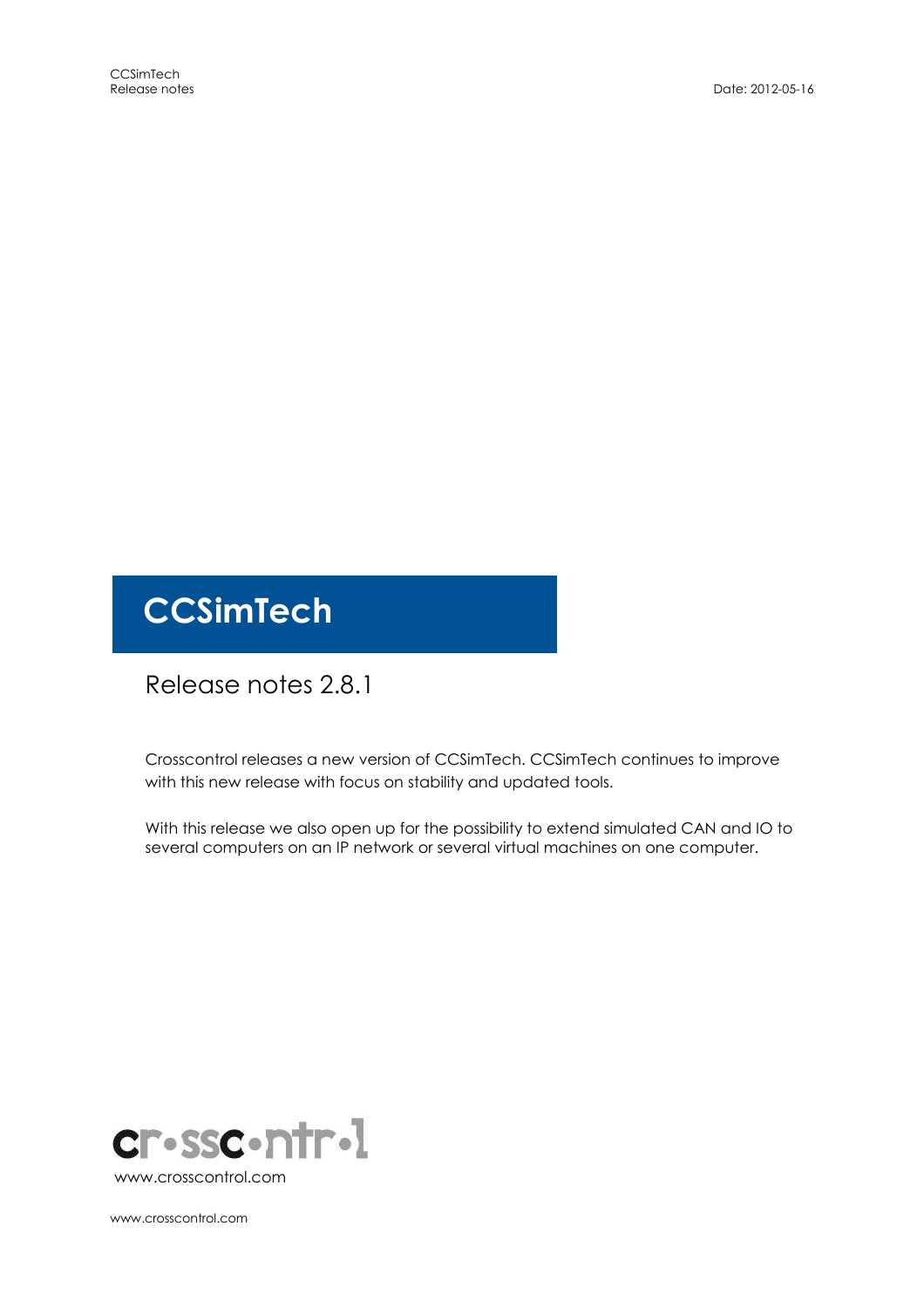# CCSimTech

## Release notes 2.8.1

Crosscontrol releases a new version of CCSimTech. CCSimTech continues to improve with this new release with focus on stability and updated tools.

With this release we also open up for the possibility to extend simulated CAN and IO to several computers on an IP network or several virtual machines on one computer.

www.crosscontrol.com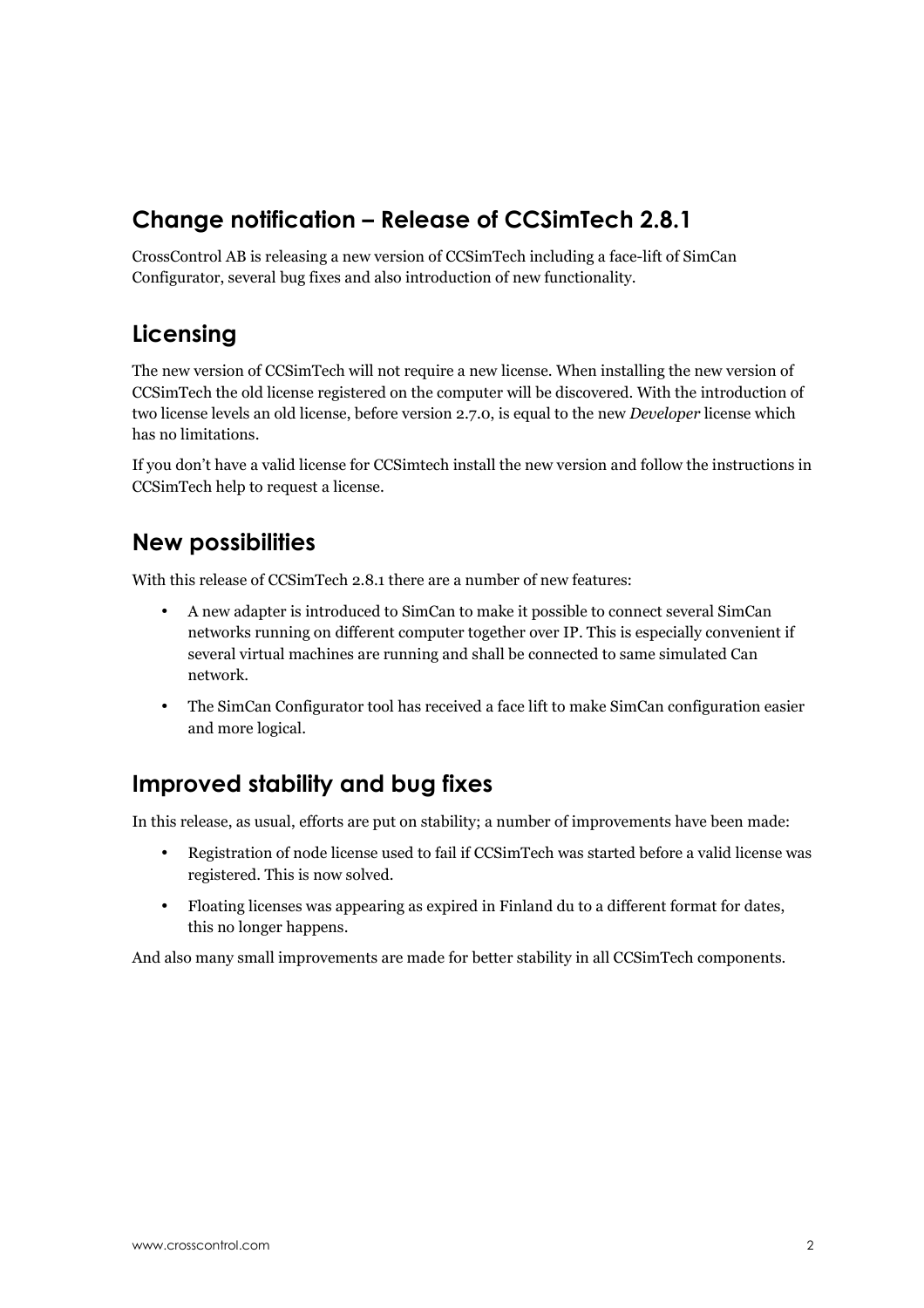## Change notification – Release of CCSimTech 2.8.1

CrossControl AB is releasing a new version of CCSimTech including a face-lift of SimCan Configurator, several bug fixes and also introduction of new functionality.

## Licensing

The new version of CCSimTech will not require a new license. When installing the new version of CCSimTech the old license registered on the computer will be discovered. With the introduction of two license levels an old license, before version 2.7.0, is equal to the new *Developer* license which has no limitations.

If you don't have a valid license for CCSimtech install the new version and follow the instructions in CCSimTech help to request a license.

## New possibilities

With this release of CCSimTech 2.8.1 there are a number of new features:

- A new adapter is introduced to SimCan to make it possible to connect several SimCan networks running on different computer together over IP. This is especially convenient if several virtual machines are running and shall be connected to same simulated Can network.
- The SimCan Configurator tool has received a face lift to make SimCan configuration easier and more logical.

## Improved stability and bug fixes

In this release, as usual, efforts are put on stability; a number of improvements have been made:

- Registration of node license used to fail if CCSimTech was started before a valid license was registered. This is now solved.
- Floating licenses was appearing as expired in Finland du to a different format for dates, this no longer happens.

And also many small improvements are made for better stability in all CCSimTech components.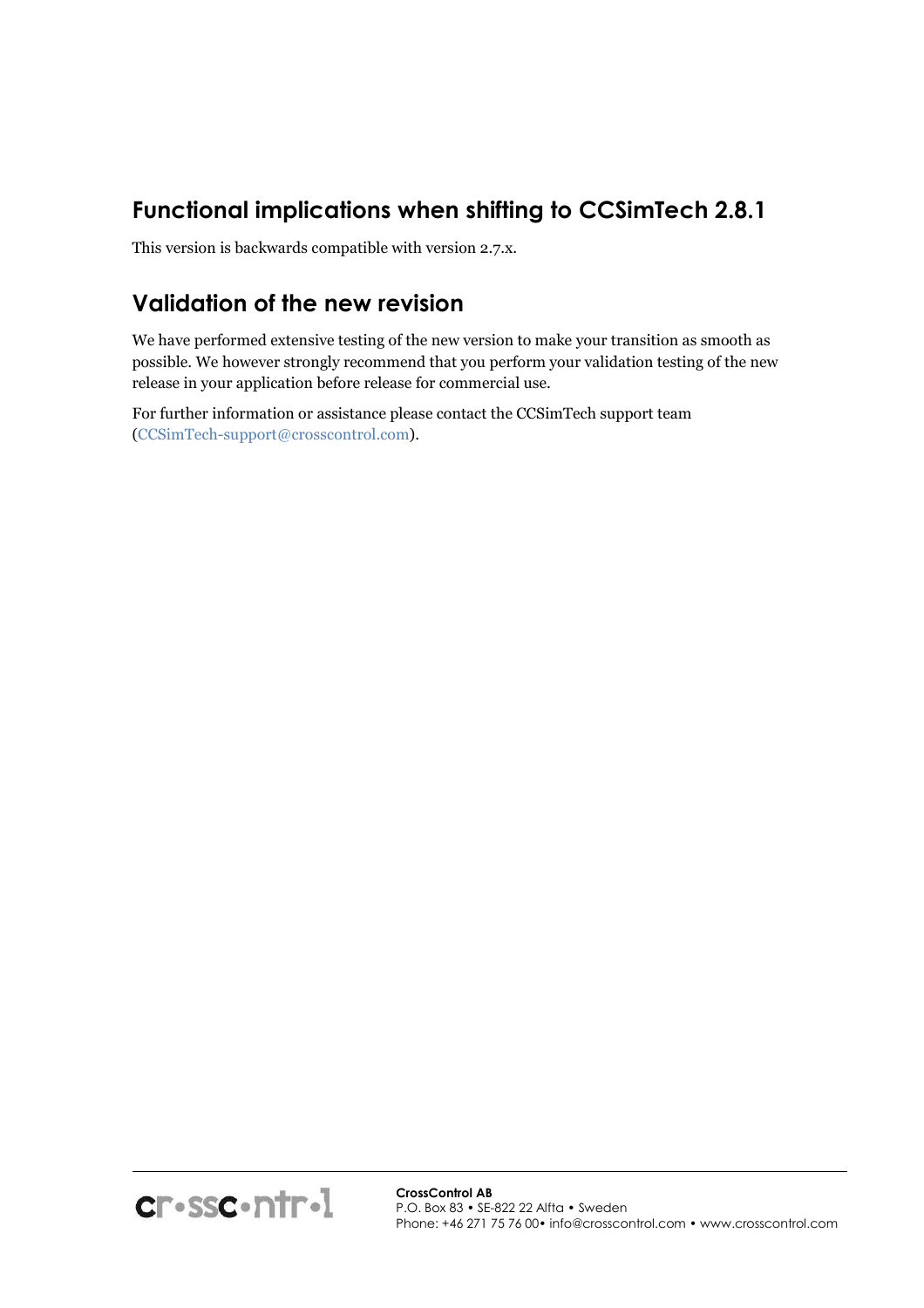## Functional implications when shifting to CCSimTech 2.8.1

This version is backwards compatible with version 2.7.x.

## Validation of the new revision

We have performed extensive testing of the new version to make your transition as smooth as possible. We however strongly recommend that you perform your validation testing of the new release in your application before release for commercial use.

For further information or assistance please contact the CCSimTech support team (CCSimTech-support@crosscontrol.com).